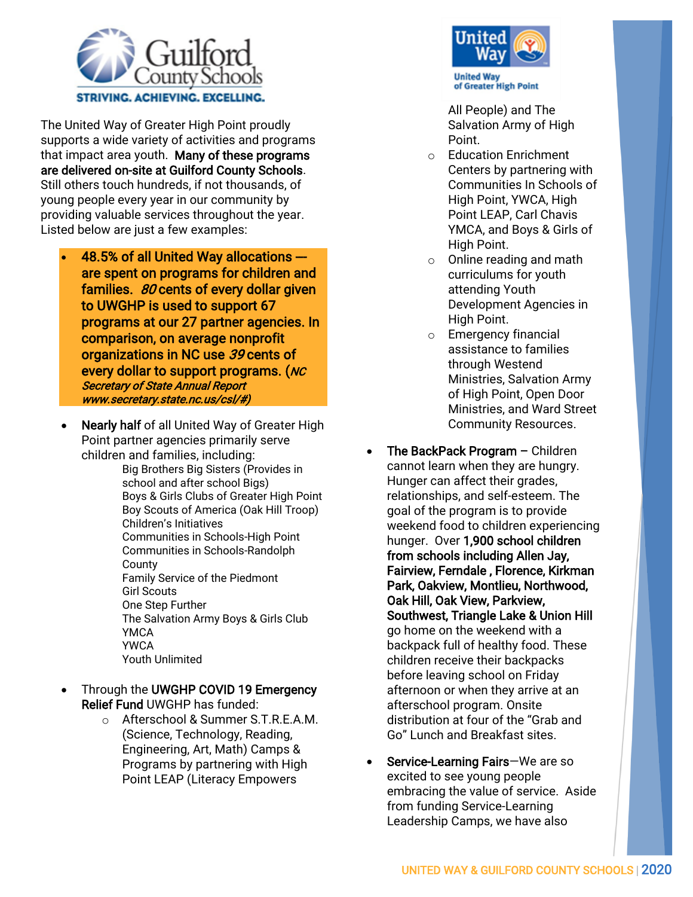Guilford County Schools
STRIVING. ACHIEVING. EXCELLING.

United Way
United Way of Greater High Point

The United Way of Greater High Point proudly supports a wide variety of activities and programs that impact area youth. **Many of these programs are delivered on-site at Guilford County Schools**. Still others touch hundreds, if not thousands, of young people every year in our community by providing valuable services throughout the year. Listed below are just a few examples:

- **48.5% of all United Way allocations — are spent on programs for children and families. *80* cents of every dollar given to UWGHP is used to support 67 programs at our 27 partner agencies. In comparison, on average nonprofit organizations in NC use *39* cents of every dollar to support programs. (*NC Secretary of State Annual Report www.secretary.state.nc.us/csl/#)***

- **Nearly half** of all United Way of Greater High Point partner agencies primarily serve children and families, including:
  - Big Brothers Big Sisters (Provides in school and after school Bigs)
  - Boys & Girls Clubs of Greater High Point
  - Boy Scouts of America (Oak Hill Troop)
  - Children's Initiatives
  - Communities in Schools-High Point
  - Communities in Schools-Randolph County
  - Family Service of the Piedmont
  - Girl Scouts
  - One Step Further
  - The Salvation Army Boys & Girls Club
  - YMCA
  - YWCA
  - Youth Unlimited

- Through the **UWGHP COVID 19 Emergency Relief Fund** UWGHP has funded:
  - Afterschool & Summer S.T.R.E.A.M. (Science, Technology, Reading, Engineering, Art, Math) Camps & Programs by partnering with High Point LEAP (Literacy Empowers All People) and The Salvation Army of High Point.
  - Education Enrichment Centers by partnering with Communities In Schools of High Point, YWCA, High Point LEAP, Carl Chavis YMCA, and Boys & Girls of High Point.
  - Online reading and math curriculums for youth attending Youth Development Agencies in High Point.
  - Emergency financial assistance to families through Westend Ministries, Salvation Army of High Point, Open Door Ministries, and Ward Street Community Resources.

- **The BackPack Program** – Children cannot learn when they are hungry. Hunger can affect their grades, relationships, and self-esteem. The goal of the program is to provide weekend food to children experiencing hunger. Over **1,900 school children from schools including Allen Jay, Fairview, Ferndale , Florence, Kirkman Park, Oakview, Montlieu, Northwood, Oak Hill, Oak View, Parkview, Southwest, Triangle Lake & Union Hill** go home on the weekend with a backpack full of healthy food. These children receive their backpacks before leaving school on Friday afternoon or when they arrive at an afterschool program. Onsite distribution at four of the "Grab and Go" Lunch and Breakfast sites.

- **Service-Learning Fairs**—We are so excited to see young people embracing the value of service. Aside from funding Service-Learning Leadership Camps, we have also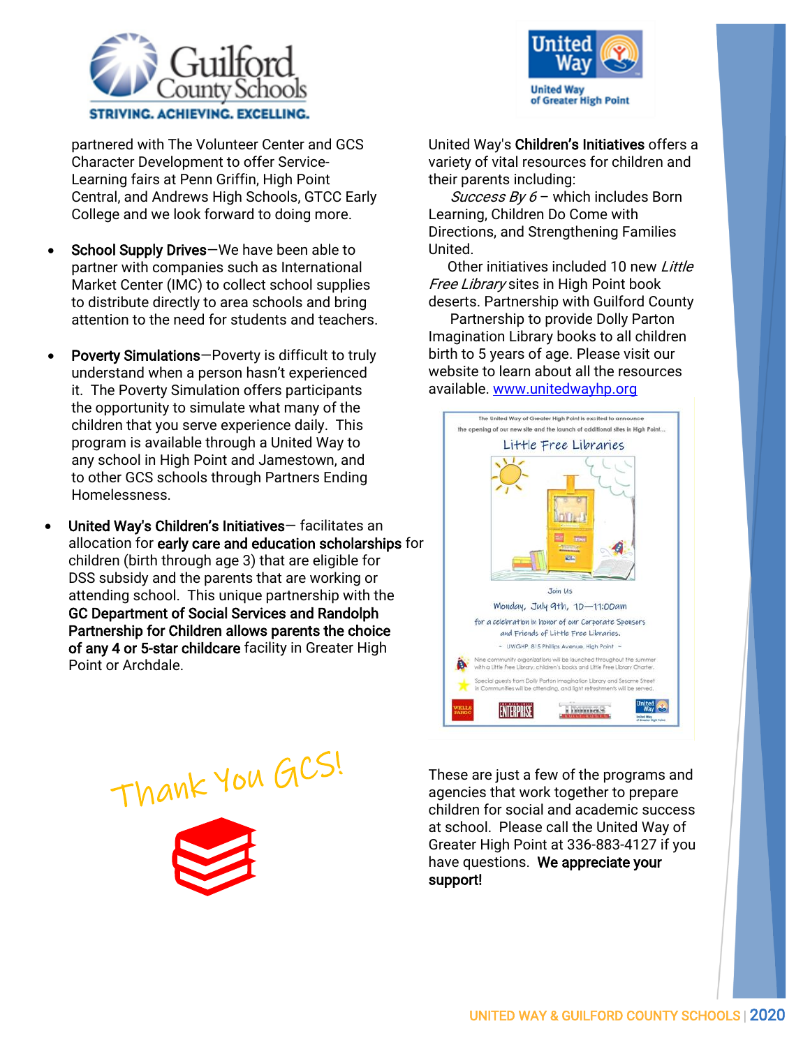partnered with The Volunteer Center and GCS Character Development to offer Service-Learning fairs at Penn Griffin, High Point Central, and Andrews High Schools, GTCC Early College and we look forward to doing more.

- School Supply Drives—We have been able to partner with companies such as International Market Center (IMC) to collect school supplies to distribute directly to area schools and bring attention to the need for students and teachers.

- Poverty Simulations—Poverty is difficult to truly understand when a person hasn't experienced it. The Poverty Simulation offers participants the opportunity to simulate what many of the children that you serve experience daily. This program is available through a United Way to any school in High Point and Jamestown, and to other GCS schools through Partners Ending Homelessness.

- United Way's Children's Initiatives— facilitates an allocation for **early care and education scholarships** for children (birth through age 3) that are eligible for DSS subsidy and the parents that are working or attending school. This unique partnership with the **GC Department of Social Services and Randolph Partnership for Children allows parents the choice of any 4 or 5-star childcare** facility in Greater High Point or Archdale.

Thank You GCS!

United Way's **Children's Initiatives** offers a variety of vital resources for children and their parents including:

*Success By 6* – which includes Born Learning, Children Do Come with Directions, and Strengthening Families United.

Other initiatives included 10 new *Little Free Library* sites in High Point book deserts. Partnership with Guilford County

Partnership to provide Dolly Parton Imagination Library books to all children birth to 5 years of age. Please visit our website to learn about all the resources available. www.unitedwayhp.org

The United Way of Greater High Point is excited to announce the opening of our new site and the launch of additional sites in High Point...

Little Free Libraries

Join Us

Monday, July 9th, 10—11:00am

for a celebration in honor of our Corporate Sponsors and Friends of Little Free Libraries.

~ UWGHP, 815 Phillips Avenue, High Point ~

Nine community organizations will be launched throughout the summer with a Little Free Library, children's books and Little Free Library Charter.

Special guests from Dolly Parton Imagination Library and Sesame Street in Communities will be attending, and light refreshments will be served.

These are just a few of the programs and agencies that work together to prepare children for social and academic success at school. Please call the United Way of Greater High Point at 336-883-4127 if you have questions. **We appreciate your support!**